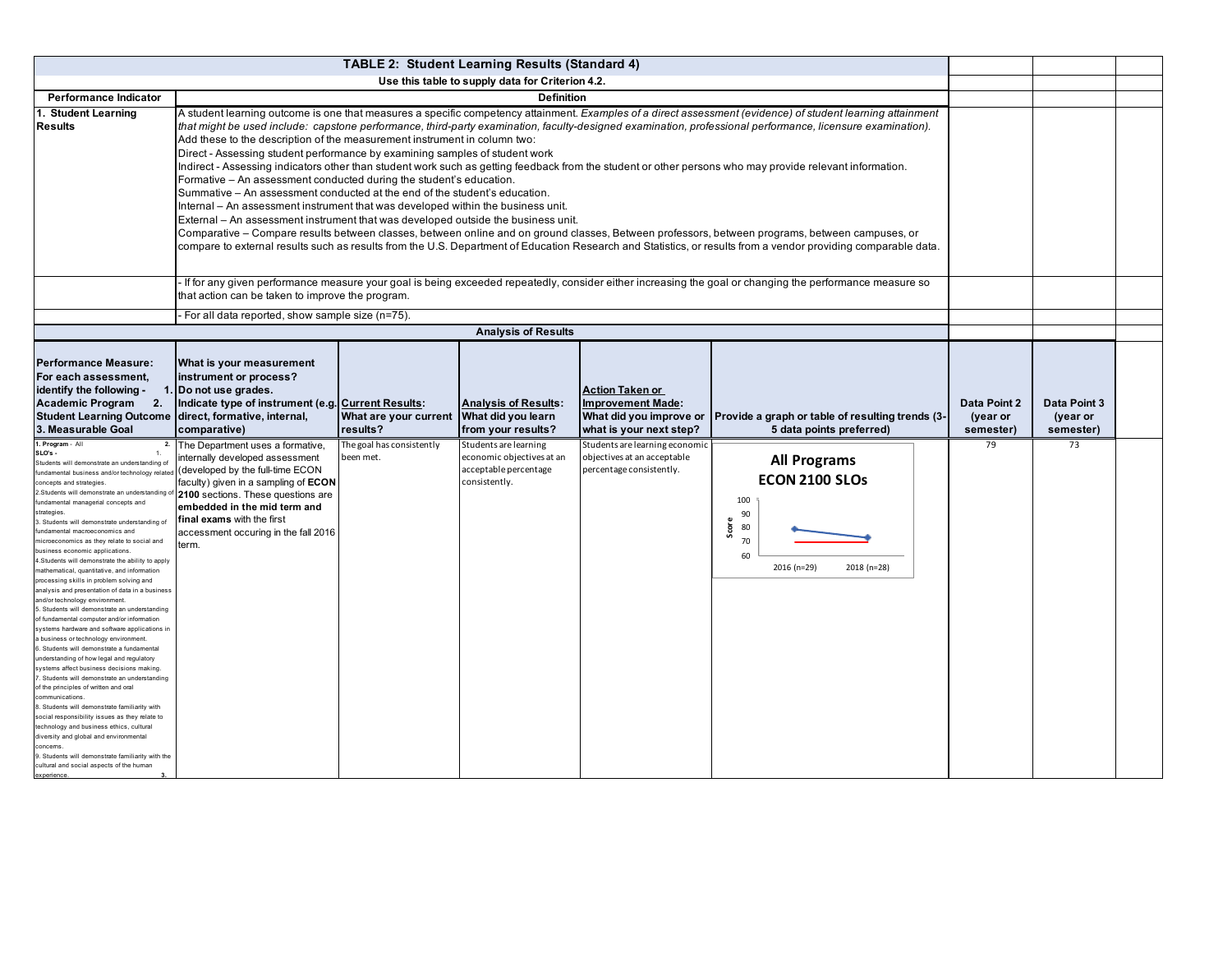# TABLE 2: Student Learning Results (Standard 4)

Use this table to supply data for Criterion 4.2.

| Performance Indicator | Definition |
|---|---|
| 1. Student Learning Results | A student learning outcome is one that measures a specific competency attainment. *Examples of a direct assessment (evidence) of student learning attainment that might be used include: capstone performance, third-party examination, faculty-designed examination, professional performance, licensure examination).* Add these to the description of the measurement instrument in column two: Direct - Assessing student performance by examining samples of student work. Indirect - Assessing indicators other than student work such as getting feedback from the student or other persons who may provide relevant information. Formative – An assessment conducted during the student's education. Summative – An assessment conducted at the end of the student's education. Internal – An assessment instrument that was developed within the business unit. External – An assessment instrument that was developed outside the business unit. Comparative – Compare results between classes, between online and on ground classes, Between professors, between programs, between campuses, or compare to external results such as results from the U.S. Department of Education Research and Statistics, or results from a vendor providing comparable data. |
| | - If for any given performance measure your goal is being exceeded repeatedly, consider either increasing the goal or changing the performance measure so that action can be taken to improve the program. |
| | - For all data reported, show sample size (n=75). |

## Analysis of Results

| Performance Measure: For each assessment, identify the following - 1. Academic Program 2. Student Learning Outcome 3. Measurable Goal | What is your measurement instrument or process? Do not use grades. Indicate type of instrument (e.g. direct, formative, internal, comparative) | Current Results: What are your current results? | Analysis of Results: What did you learn from your results? | Action Taken or Improvement Made: What did you improve or what is your next step? | Provide a graph or table of resulting trends (3-5 data points preferred) | Data Point 2 (year or semester) | Data Point 3 (year or semester) |
|---|---|---|---|---|---|---|---|
| **1. Program** - All **2. SLO's** - 1. Students will demonstrate an understanding of fundamental business and/or technology related concepts and strategies. 2. Students will demonstrate an understanding of fundamental managerial concepts and strategies. 3. Students will demonstrate understanding of fundamental macroeconomics and microeconomics as they relate to social and business economic applications. 4. Students will demonstrate the ability to apply mathematical, quantitative, and information processing skills in problem solving and analysis and presentation of data in a business and/or technology environment. 5. Students will demonstrate an understanding of fundamental computer and/or information systems hardware and software applications in a business or technology environment. 6. Students will demonstrate a fundamental understanding of how legal and regulatory systems affect business decisions making. 7. Students will demonstrate an understanding of the principles of written and oral communications. 8. Students will demonstrate familiarity with social responsibility issues as they relate to technology and business ethics, cultural diversity and global and environmental concerns. 9. Students will demonstrate familiarity with the cultural and social aspects of the human experience. **3.** | The Department uses a formative, internally developed assessment (developed by the full-time ECON faculty) given in a sampling of **ECON 2100** sections. These questions are **embedded in the mid term and final exams** with the first accessment occuring in the fall 2016 term. | The goal has consistently been met. | Students are learning economic objectives at an acceptable percentage consistently. | Students are learning economic objectives at an acceptable percentage consistently. | **All Programs ECON 2100 SLOs** (chart: Score axis 60–100; 2016 (n=29), 2018 (n=28)) | 79 | 73 |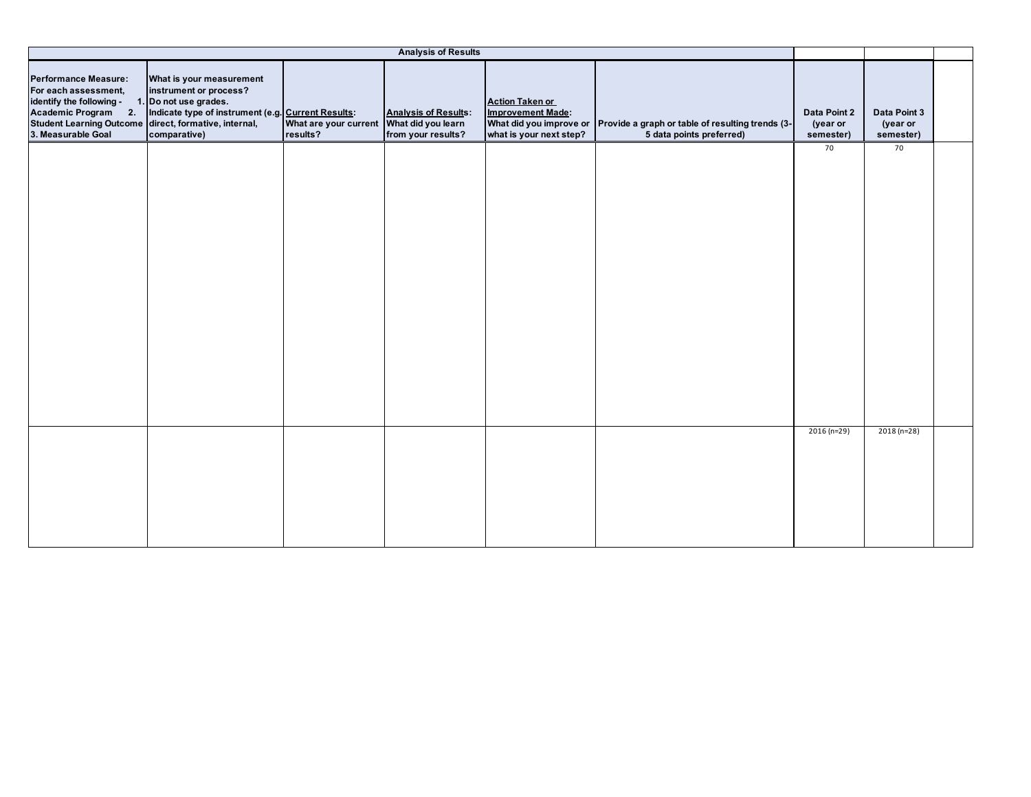| Analysis of Results | | | | | | | | |
|---|---|---|---|---|---|---|---|---|
| **Performance Measure: For each assessment, identify the following - 1. Academic Program 2. Student Learning Outcome 3. Measurable Goal** | **What is your measurement instrument or process? Do not use grades. Indicate type of instrument (e.g. direct, formative, internal, comparative)** | **Current Results: What are your current results?** | **Analysis of Results: What did you learn from your results?** | **Action Taken or Improvement Made: What did you improve or what is your next step?** | **Provide a graph or table of resulting trends (3-5 data points preferred)** | **Data Point 2 (year or semester)** | **Data Point 3 (year or semester)** | |
| | | | | | | 70 | 70 | |
| | | | | | | 2016 (n=29) | 2018 (n=28) | |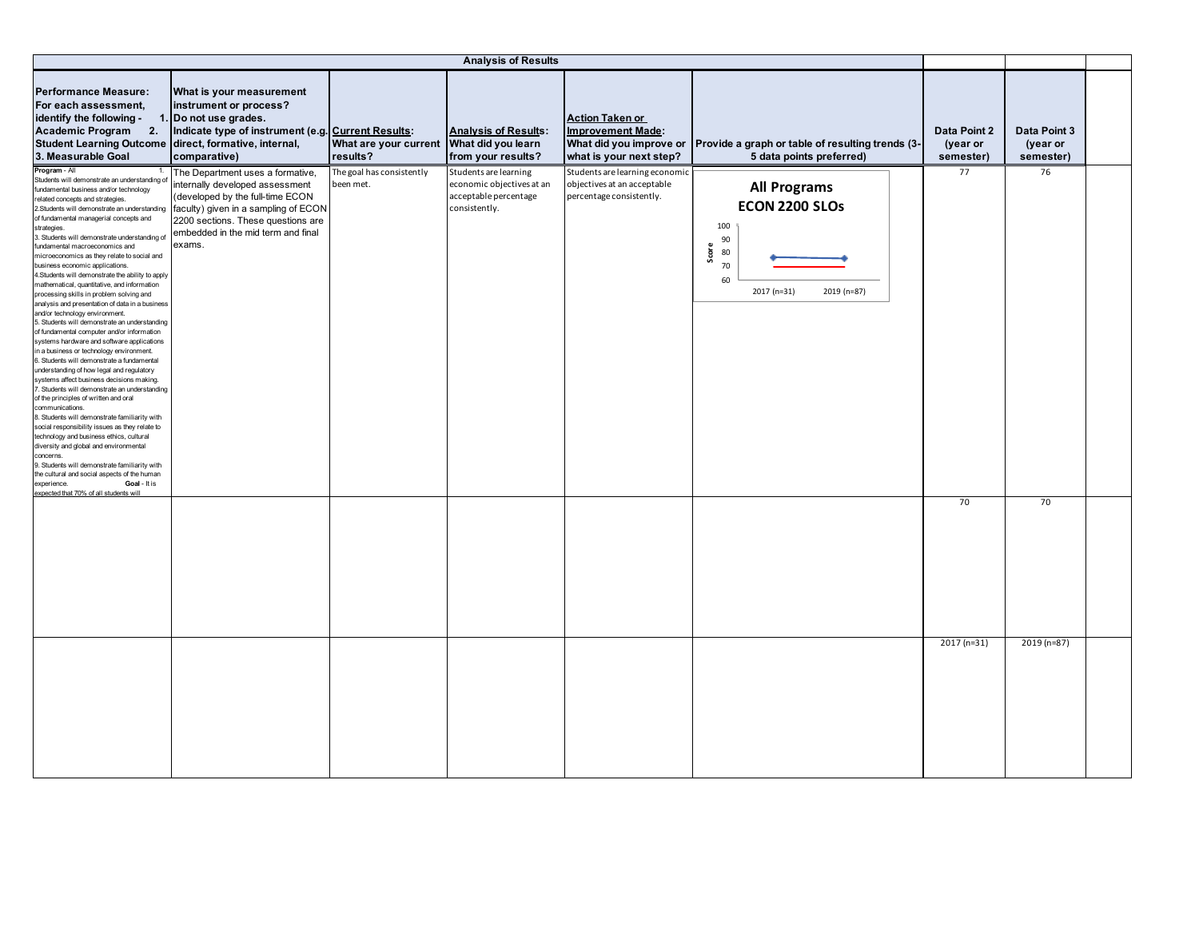| Analysis of Results | | | | | | | | |
|---|---|---|---|---|---|---|---|---|
| **Performance Measure: For each assessment, identify the following - 1. Academic Program 2. Student Learning Outcome 3. Measurable Goal** | **What is your measurement instrument or process? Do not use grades. Indicate type of instrument (e.g. direct, formative, internal, comparative)** | **Current Results: What are your current results?** | **Analysis of Results: What did you learn from your results?** | **Action Taken or Improvement Made: What did you improve or what is your next step?** | **Provide a graph or table of resulting trends (3-5 data points preferred)** | **Data Point 2 (year or semester)** | **Data Point 3 (year or semester)** | |
| **Program** - All 1. Students will demonstrate an understanding of fundamental business and/or technology related concepts and strategies. 2. Students will demonstrate an understanding of fundamental managerial concepts and strategies. 3. Students will demonstrate understanding of fundamental macroeconomics and microeconomics as they relate to social and business economic applications. 4. Students will demonstrate the ability to apply mathematical, quantitative, and information processing skills in problem solving and analysis and presentation of data in a business and/or technology environment. 5. Students will demonstrate an understanding of fundamental computer and/or information systems hardware and software applications in a business or technology environment. 6. Students will demonstrate a fundamental understanding of how legal and regulatory systems affect business decisions making. 7. Students will demonstrate an understanding of the principles of written and oral communications. 8. Students will demonstrate familiarity with social responsibility issues as they relate to technology and business ethics, cultural diversity and global and environmental concerns. 9. Students will demonstrate familiarity with the cultural and social aspects of the human experience. **Goal** - It is expected that 70% of all students will | The Department uses a formative, internally developed assessment (developed by the full-time ECON faculty) given in a sampling of ECON 2200 sections. These questions are embedded in the mid term and final exams. | The goal has consistently been met. | Students are learning economic objectives at an acceptable percentage consistently. | Students are learning economic objectives at an acceptable percentage consistently. | **All Programs ECON 2200 SLOs** (chart: Score; 2017 (n=31), 2019 (n=87)) | 77 | 76 | |
| | | | | | | 70 | 70 | |
| | | | | | | 2017 (n=31) | 2019 (n=87) | |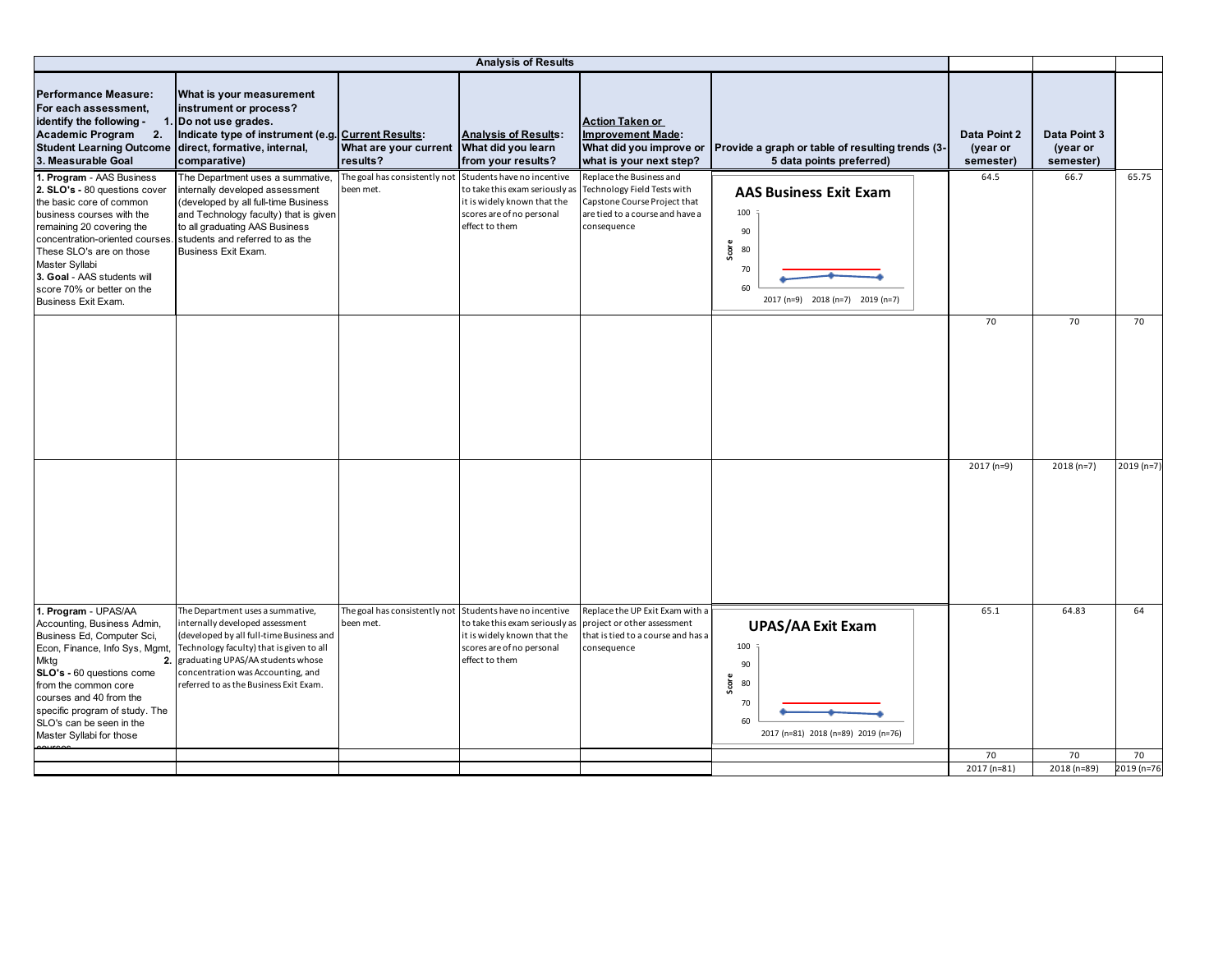| Analysis of Results | | | | | | | | |
|---|---|---|---|---|---|---|---|---|
| **Performance Measure: For each assessment, identify the following - 1. Academic Program 2. Student Learning Outcome 3. Measurable Goal** | **What is your measurement instrument or process? Do not use grades. Indicate type of instrument (e.g. direct, formative, internal, comparative)** | **Current Results: What are your current results?** | **Analysis of Results: What did you learn from your results?** | **Action Taken or Improvement Made: What did you improve or what is your next step?** | **Provide a graph or table of resulting trends (3-5 data points preferred)** | **Data Point 2 (year or semester)** | **Data Point 3 (year or semester)** | |
| **1. Program** - AAS Business **2. SLO's** - 80 questions cover the basic core of common business courses with the remaining 20 covering the concentration-oriented courses. These SLO's are on those Master Syllabi **3. Goal** - AAS students will score 70% or better on the Business Exit Exam. | The Department uses a summative, internally developed assessment (developed by all full-time Business and Technology faculty) that is given to all graduating AAS Business students and referred to as the Business Exit Exam. | The goal has consistently not been met. | Students have no incentive to take this exam seriously as it is widely known that the scores are of no personal effect to them | Replace the Business and Technology Field Tests with Capstone Course Project that are tied to a course and have a consequence | **AAS Business Exit Exam** (Score; 2017 (n=9), 2018 (n=7), 2019 (n=7)) | 64.5 | 66.7 | 65.75 |
| | | | | | | 70 | 70 | 70 |
| | | | | | | 2017 (n=9) | 2018 (n=7) | 2019 (n=7) |
| **1. Program** - UPAS/AA Accounting, Business Admin, Business Ed, Computer Sci, Econ, Finance, Info Sys, Mgmt, Mktg **2. SLO's** - 60 questions come from the common core courses and 40 from the specific program of study. The SLO's can be seen in the Master Syllabi for those courses | The Department uses a summative, internally developed assessment (developed by all full-time Business and Technology faculty) that is given to all graduating UPAS/AA students whose concentration was Accounting, and referred to as the Business Exit Exam. | The goal has consistently not been met. | Students have no incentive to take this exam seriously as it is widely known that the scores are of no personal effect to them | Replace the UP Exit Exam with a project or other assessment that is tied to a course and has a consequence | **UPAS/AA Exit Exam** (Score; 2017 (n=81), 2018 (n=89), 2019 (n=76)) | 65.1 | 64.83 | 64 |
| | | | | | | 70 | 70 | 70 |
| | | | | | | 2017 (n=81) | 2018 (n=89) | 2019 (n=76) |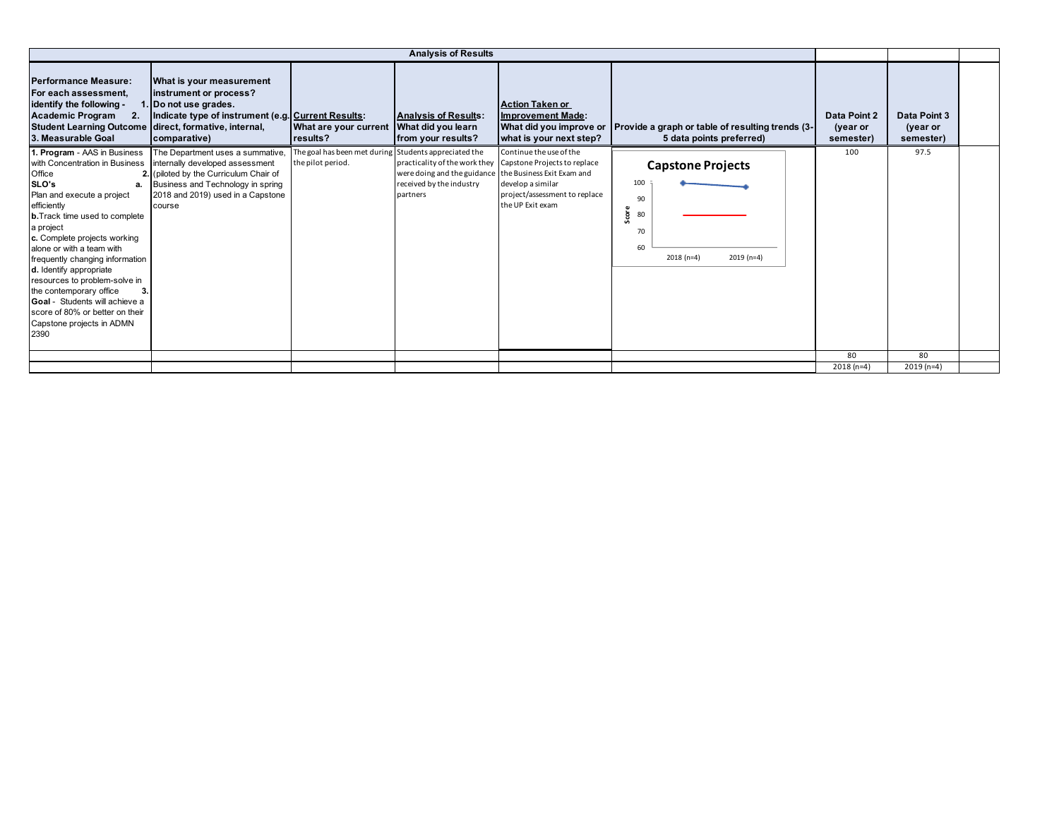| Analysis of Results | | | | | | | | |
|---|---|---|---|---|---|---|---|---|
| **Performance Measure: For each assessment, identify the following - 1. Academic Program 2. Student Learning Outcome 3. Measurable Goal** | **What is your measurement instrument or process? Do not use grades. Indicate type of instrument (e.g. direct, formative, internal, comparative)** | **Current Results: What are your current results?** | **Analysis of Results: What did you learn from your results?** | **Action Taken or Improvement Made: What did you improve or what is your next step?** | **Provide a graph or table of resulting trends (3-5 data points preferred)** | **Data Point 2 (year or semester)** | **Data Point 3 (year or semester)** | |
| **1. Program** - AAS in Business with Concentration in Business Office **2. SLO's a.** Plan and execute a project efficiently **b.** Track time used to complete a project **c.** Complete projects working alone or with a team with frequently changing information **d.** Identify appropriate resources to problem-solve in the contemporary office **3. Goal** - Students will achieve a score of 80% or better on their Capstone projects in ADMN 2390 | The Department uses a summative, internally developed assessment (piloted by the Curriculum Chair of Business and Technology in spring 2018 and 2019) used in a Capstone course | The goal has been met during the pilot period. | Students appreciated the practicality of the work they were doing and the guidance received by the industry partners | Continue the use of the Capstone Projects to replace the Business Exit Exam and develop a similar project/assessment to replace the UP Exit exam | **Capstone Projects** (chart: Score 60–100; 2018 (n=4), 2019 (n=4)) | 100 | 97.5 | |
| | | | | | | 80 | 80 | |
| | | | | | | 2018 (n=4) | 2019 (n=4) | |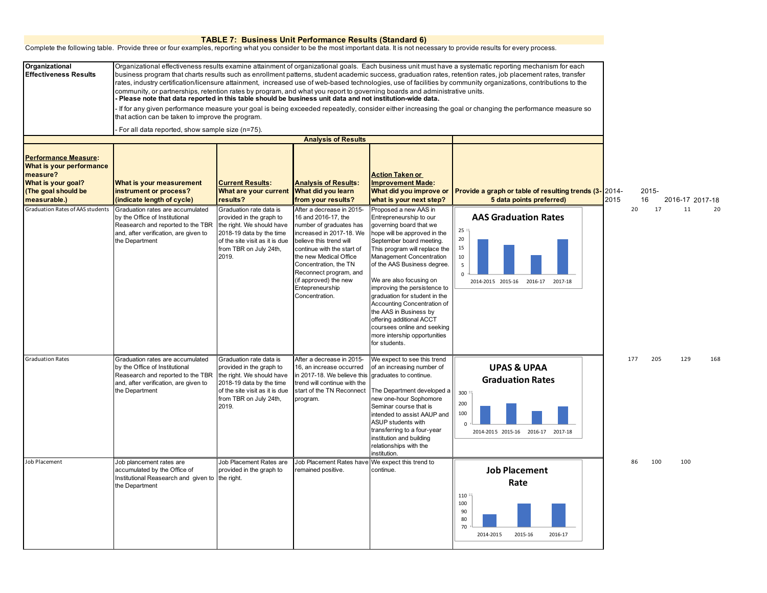## TABLE 7: Business Unit Performance Results (Standard 6)

Complete the following table. Provide three or four examples, reporting what you consider to be the most important data. It is not necessary to provide results for every process.

| | |
|---|---|
| **Organizational Effectiveness Results** | Organizational effectiveness results examine attainment of organizational goals. Each business unit must have a systematic reporting mechanism for each business program that charts results such as enrollment patterns, student academic success, graduation rates, retention rates, job placement rates, transfer rates, industry certification/licensure attainment, increased use of web-based technologies, use of facilities by community organizations, contributions to the community, or partnerships, retention rates by program, and what you report to governing boards and administrative units. **- Please note that data reported in this table should be business unit data and not institution-wide data.**<br>- If for any given performance measure your goal is being exceeded repeatedly, consider either increasing the goal or changing the performance measure so that action can be taken to improve the program.<br>- For all data reported, show sample size (n=75). |

**Analysis of Results**

| **Performance Measure: What is your performance measure? What is your goal? (The goal should be measurable.)** | **What is your measurement instrument or process? (indicate length of cycle)** | **Current Results: What are your current results?** | **Analysis of Results: What did you learn from your results?** | **Action Taken or Improvement Made: What did you improve or what is your next step?** | **Provide a graph or table of resulting trends (3-5 data points preferred)** |
|---|---|---|---|---|---|
| Graduation Rates of AAS students | Graduation rates are accumulated by the Office of Institutional Reasearch and reported to the TBR and, after verification, are given to the Department | Graduation rate data is provided in the graph to the right. We should have 2018-19 data by the time of the site visit as it is due from TBR on July 24th, 2019. | After a decrease in 2015-16 and 2016-17, the number of graduates has increased in 2017-18. We believe this trend will continue with the start of the new Medical Office Concentration, the TN Reconnect program, and (if approved) the new Entepreneurship Concentration. | Proposed a new AAS in Entrepreneurship to our governing board that we hope will be approved in the September board meeting. This program will replace the Management Concentration of the AAS Business degree.<br><br>We are also focusing on improving the persistence to graduation for student in the Accounting Concentration of the AAS in Business by offering additional ACCT coursees online and seeking more intership opportunities for students. | AAS Graduation Rates<br>25<br>20<br>15<br>10<br>5<br>0<br>2014-2015 2015-16 2016-17 2017-18 |
| Graduation Rates | Graduation rates are accumulated by the Office of Institutional Reasearch and reported to the TBR and, after verification, are given to the Department | Graduation rate data is provided in the graph to the right. We should have 2018-19 data by the time of the site visit as it is due from TBR on July 24th, 2019. | After a decrease in 2015-16, an increase occurred in 2017-18. We believe this trend will continue with the start of the TN Reconnect program. | We expect to see this trend of an increasing number of graduates to continue.<br><br>The Department developed a new one-hour Sophomore Seminar course that is intended to assist AAUP and ASUP students with transferring to a four-year institution and building relationships with the institution. | UPAS & UPAA Graduation Rates<br>300<br>200<br>100<br>0<br>2014-2015 2015-16 2016-17 2017-18 |
| Job Placement | Job plancement rates are accumulated by the Office of Institutional Reasearch and given to the Department | Job Placement Rates are provided in the graph to the right. | Job Placement Rates have remained positive. | We expect this trend to continue. | Job Placement Rate<br>110<br>100<br>90<br>80<br>70<br>2014-2015 2015-16 2016-17 |

| 2014-2015 | 2015-16 | 2016-17 | 2017-18 |
|---|---|---|---|
| 20 | 17 | 11 | 20 |
| 177 | 205 | 129 | 168 |
| 86 | 100 | 100 | |